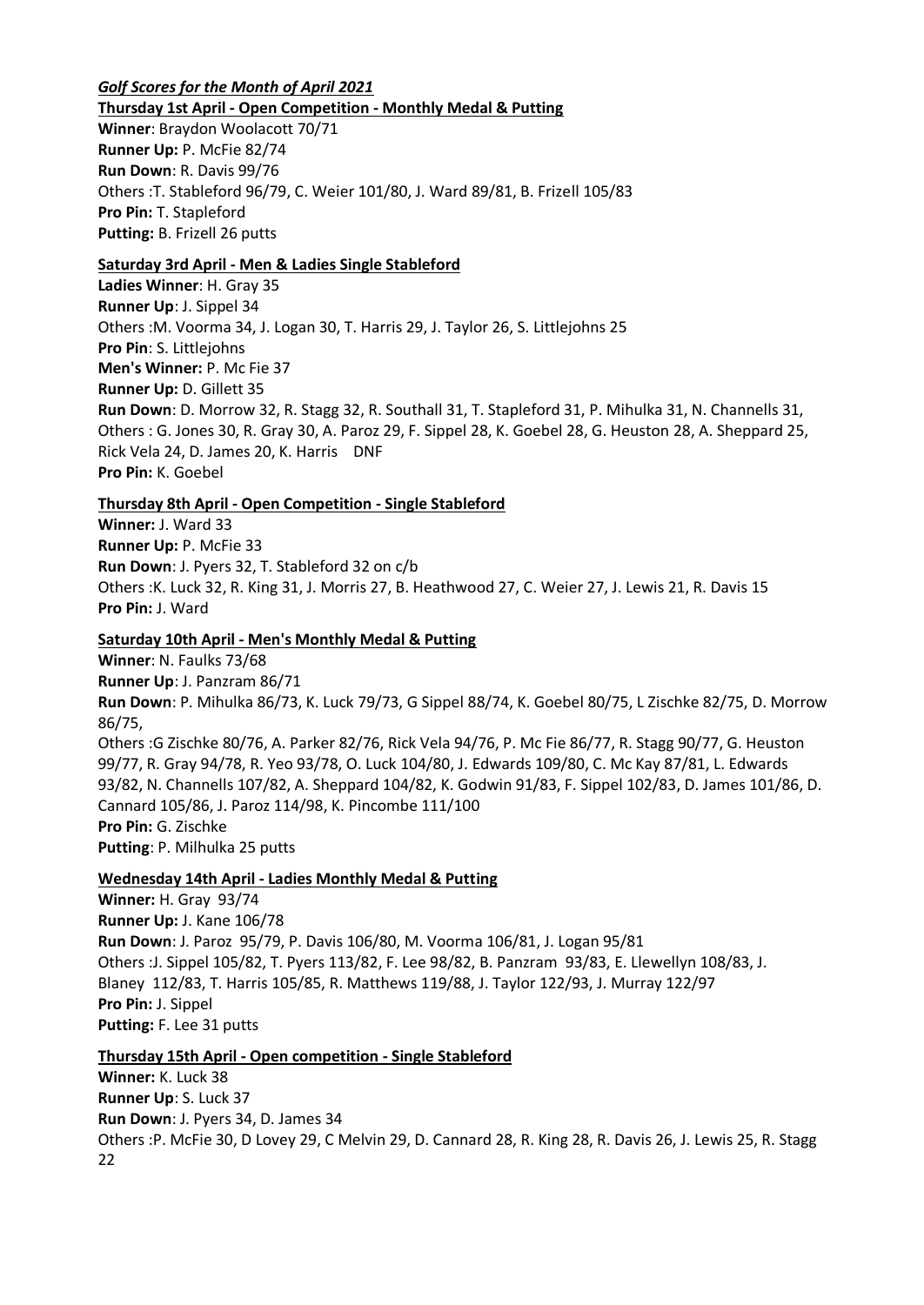***Golf Scores for the Month of April 2021***

**Thursday 1st April - Open Competition - Monthly Medal & Putting**

**Winner**: Braydon Woolacott 70/71
**Runner Up:** P. McFie 82/74
**Run Down**: R. Davis 99/76
Others :T. Stableford 96/79, C. Weier 101/80, J. Ward 89/81, B. Frizell 105/83
**Pro Pin:** T. Stapleford
**Putting:** B. Frizell 26 putts

**Saturday 3rd April - Men & Ladies Single Stableford**

**Ladies Winner**: H. Gray 35
**Runner Up**: J. Sippel 34
Others :M. Voorma 34, J. Logan 30, T. Harris 29, J. Taylor 26, S. Littlejohns 25
**Pro Pin**: S. Littlejohns
**Men's Winner:** P. Mc Fie 37
**Runner Up:** D. Gillett 35
**Run Down**: D. Morrow 32, R. Stagg 32, R. Southall 31, T. Stapleford 31, P. Mihulka 31, N. Channells 31,
Others : G. Jones 30, R. Gray 30, A. Paroz 29, F. Sippel 28, K. Goebel 28, G. Heuston 28, A. Sheppard 25, Rick Vela 24, D. James 20, K. Harris DNF
**Pro Pin:** K. Goebel

**Thursday 8th April - Open Competition - Single Stableford**

**Winner:** J. Ward 33
**Runner Up:** P. McFie 33
**Run Down**: J. Pyers 32, T. Stableford 32 on c/b
Others :K. Luck 32, R. King 31, J. Morris 27, B. Heathwood 27, C. Weier 27, J. Lewis 21, R. Davis 15
**Pro Pin:** J. Ward

**Saturday 10th April - Men's Monthly Medal & Putting**

**Winner**: N. Faulks 73/68
**Runner Up**: J. Panzram 86/71
**Run Down**: P. Mihulka 86/73, K. Luck 79/73, G Sippel 88/74, K. Goebel 80/75, L Zischke 82/75, D. Morrow 86/75,
Others :G Zischke 80/76, A. Parker 82/76, Rick Vela 94/76, P. Mc Fie 86/77, R. Stagg 90/77, G. Heuston 99/77, R. Gray 94/78, R. Yeo 93/78, O. Luck 104/80, J. Edwards 109/80, C. Mc Kay 87/81, L. Edwards 93/82, N. Channells 107/82, A. Sheppard 104/82, K. Godwin 91/83, F. Sippel 102/83, D. James 101/86, D. Cannard 105/86, J. Paroz 114/98, K. Pincombe 111/100
**Pro Pin:** G. Zischke
**Putting**: P. Milhulka 25 putts

**Wednesday 14th April - Ladies Monthly Medal & Putting**

**Winner:** H. Gray 93/74
**Runner Up:** J. Kane 106/78
**Run Down**: J. Paroz 95/79, P. Davis 106/80, M. Voorma 106/81, J. Logan 95/81
Others :J. Sippel 105/82, T. Pyers 113/82, F. Lee 98/82, B. Panzram 93/83, E. Llewellyn 108/83, J. Blaney 112/83, T. Harris 105/85, R. Matthews 119/88, J. Taylor 122/93, J. Murray 122/97
**Pro Pin:** J. Sippel
**Putting:** F. Lee 31 putts

**Thursday 15th April - Open competition - Single Stableford**

**Winner:** K. Luck 38
**Runner Up**: S. Luck 37
**Run Down**: J. Pyers 34, D. James 34
Others :P. McFie 30, D Lovey 29, C Melvin 29, D. Cannard 28, R. King 28, R. Davis 26, J. Lewis 25, R. Stagg 22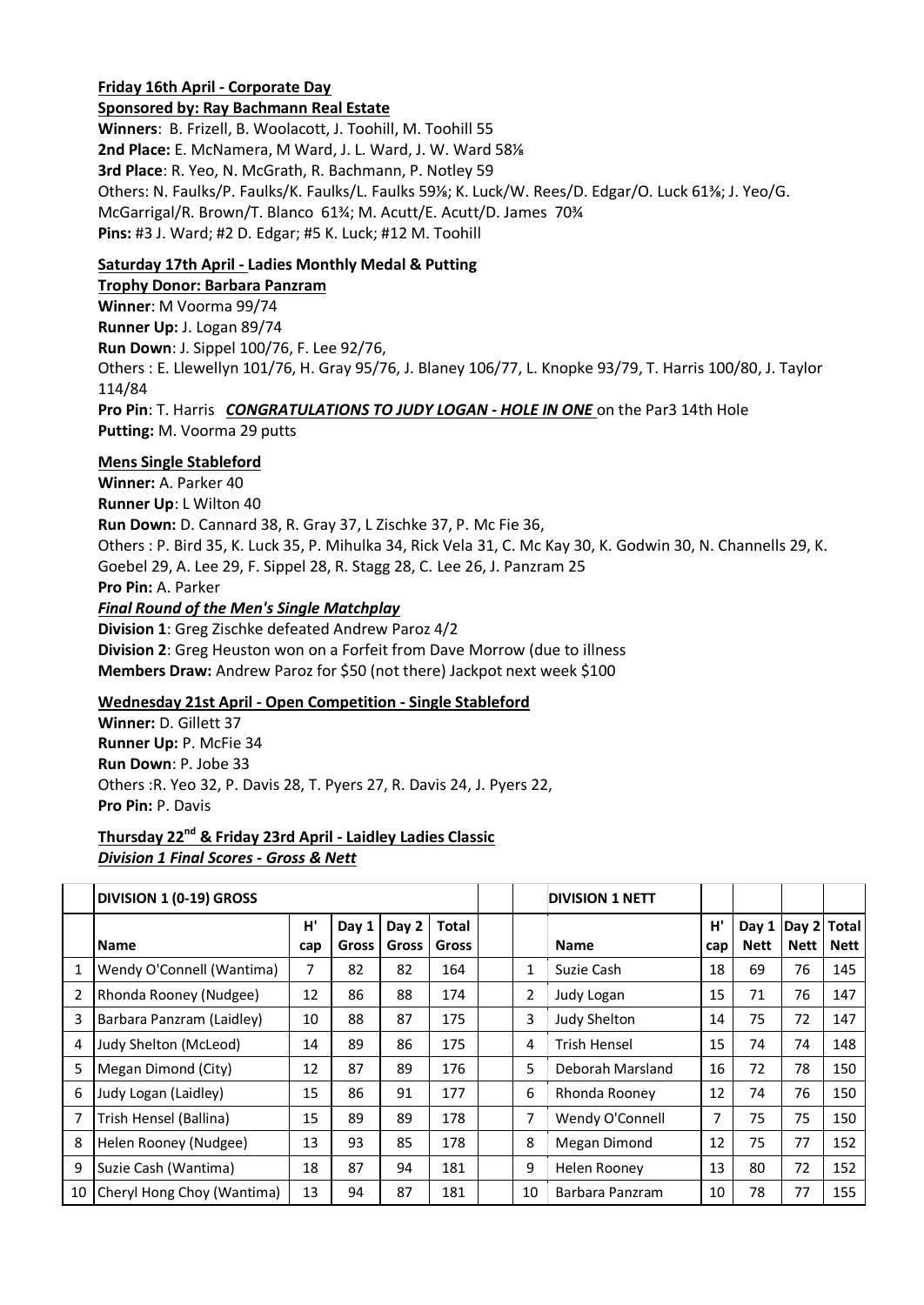**Friday 16th April - Corporate Day**

**Sponsored by: Ray Bachmann Real Estate**

**Winners**: B. Frizell, B. Woolacott, J. Toohill, M. Toohill 55
**2nd Place:** E. McNamera, M Ward, J. L. Ward, J. W. Ward 58⅛
**3rd Place**: R. Yeo, N. McGrath, R. Bachmann, P. Notley 59
Others: N. Faulks/P. Faulks/K. Faulks/L. Faulks 59⅛; K. Luck/W. Rees/D. Edgar/O. Luck 61⅜; J. Yeo/G. McGarrigal/R. Brown/T. Blanco 61¾; M. Acutt/E. Acutt/D. James 70¾
**Pins:** #3 J. Ward; #2 D. Edgar; #5 K. Luck; #12 M. Toohill

**Saturday 17th April - Ladies Monthly Medal & Putting**

**Trophy Donor: Barbara Panzram**

**Winner**: M Voorma 99/74
**Runner Up:** J. Logan 89/74
**Run Down**: J. Sippel 100/76, F. Lee 92/76,
Others : E. Llewellyn 101/76, H. Gray 95/76, J. Blaney 106/77, L. Knopke 93/79, T. Harris 100/80, J. Taylor 114/84
**Pro Pin**: T. Harris ***CONGRATULATIONS TO JUDY LOGAN - HOLE IN ONE*** on the Par3 14th Hole
**Putting:** M. Voorma 29 putts

**Mens Single Stableford**

**Winner:** A. Parker 40
**Runner Up**: L Wilton 40
**Run Down:** D. Cannard 38, R. Gray 37, L Zischke 37, P. Mc Fie 36,
Others : P. Bird 35, K. Luck 35, P. Mihulka 34, Rick Vela 31, C. Mc Kay 30, K. Godwin 30, N. Channells 29, K. Goebel 29, A. Lee 29, F. Sippel 28, R. Stagg 28, C. Lee 26, J. Panzram 25
**Pro Pin:** A. Parker

***Final Round of the Men's Single Matchplay***

**Division 1**: Greg Zischke defeated Andrew Paroz 4/2
**Division 2**: Greg Heuston won on a Forfeit from Dave Morrow (due to illness
**Members Draw:** Andrew Paroz for $50 (not there) Jackpot next week $100

**Wednesday 21st April - Open Competition - Single Stableford**

**Winner:** D. Gillett 37
**Runner Up:** P. McFie 34
**Run Down**: P. Jobe 33
Others :R. Yeo 32, P. Davis 28, T. Pyers 27, R. Davis 24, J. Pyers 22,
**Pro Pin:** P. Davis

**Thursday 22nd & Friday 23rd April - Laidley Ladies Classic**

***Division 1 Final Scores - Gross & Nett***

| | **DIVISION 1 (0-19) GROSS** | | | | | | | **DIVISION 1 NETT** | | | | |
|---|---|---|---|---|---|---|---|---|---|---|---|---|
| | **Name** | **H' cap** | **Day 1 Gross** | **Day 2 Gross** | **Total Gross** | | | **Name** | **H' cap** | **Day 1 Nett** | **Day 2 Nett** | **Total Nett** |
| 1 | Wendy O'Connell (Wantima) | 7 | 82 | 82 | 164 | | 1 | Suzie Cash | 18 | 69 | 76 | 145 |
| 2 | Rhonda Rooney (Nudgee) | 12 | 86 | 88 | 174 | | 2 | Judy Logan | 15 | 71 | 76 | 147 |
| 3 | Barbara Panzram (Laidley) | 10 | 88 | 87 | 175 | | 3 | Judy Shelton | 14 | 75 | 72 | 147 |
| 4 | Judy Shelton (McLeod) | 14 | 89 | 86 | 175 | | 4 | Trish Hensel | 15 | 74 | 74 | 148 |
| 5 | Megan Dimond (City) | 12 | 87 | 89 | 176 | | 5 | Deborah Marsland | 16 | 72 | 78 | 150 |
| 6 | Judy Logan (Laidley) | 15 | 86 | 91 | 177 | | 6 | Rhonda Rooney | 12 | 74 | 76 | 150 |
| 7 | Trish Hensel (Ballina) | 15 | 89 | 89 | 178 | | 7 | Wendy O'Connell | 7 | 75 | 75 | 150 |
| 8 | Helen Rooney (Nudgee) | 13 | 93 | 85 | 178 | | 8 | Megan Dimond | 12 | 75 | 77 | 152 |
| 9 | Suzie Cash (Wantima) | 18 | 87 | 94 | 181 | | 9 | Helen Rooney | 13 | 80 | 72 | 152 |
| 10 | Cheryl Hong Choy (Wantima) | 13 | 94 | 87 | 181 | | 10 | Barbara Panzram | 10 | 78 | 77 | 155 |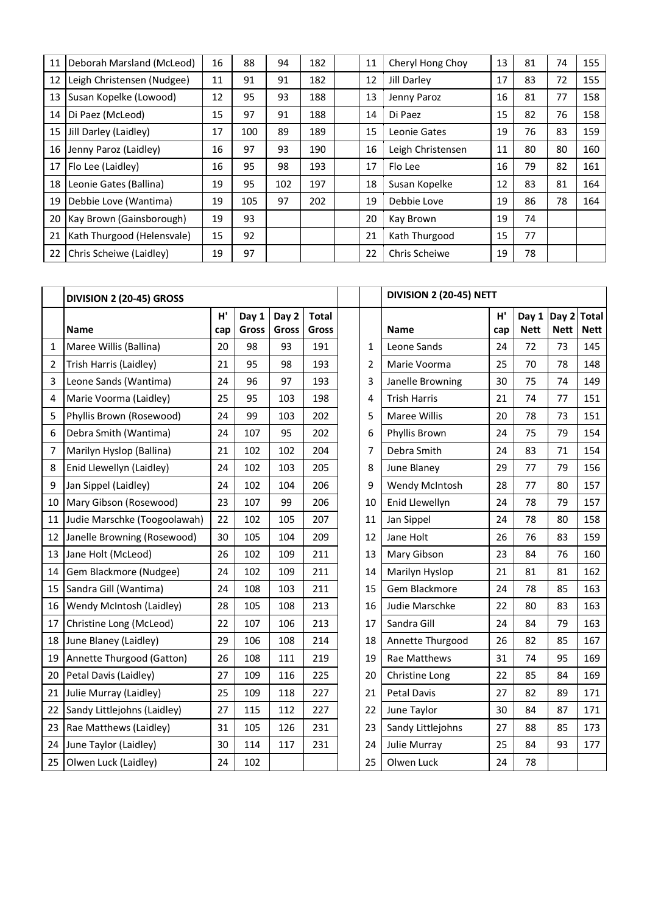| | | | | | | | | | | | | |
|---|---|---|---|---|---|---|---|---|---|---|---|---|
| 11 | Deborah Marsland (McLeod) | 16 | 88 | 94 | 182 | | 11 | Cheryl Hong Choy | 13 | 81 | 74 | 155 |
| 12 | Leigh Christensen (Nudgee) | 11 | 91 | 91 | 182 | | 12 | Jill Darley | 17 | 83 | 72 | 155 |
| 13 | Susan Kopelke (Lowood) | 12 | 95 | 93 | 188 | | 13 | Jenny Paroz | 16 | 81 | 77 | 158 |
| 14 | Di Paez (McLeod) | 15 | 97 | 91 | 188 | | 14 | Di Paez | 15 | 82 | 76 | 158 |
| 15 | Jill Darley (Laidley) | 17 | 100 | 89 | 189 | | 15 | Leonie Gates | 19 | 76 | 83 | 159 |
| 16 | Jenny Paroz (Laidley) | 16 | 97 | 93 | 190 | | 16 | Leigh Christensen | 11 | 80 | 80 | 160 |
| 17 | Flo Lee (Laidley) | 16 | 95 | 98 | 193 | | 17 | Flo Lee | 16 | 79 | 82 | 161 |
| 18 | Leonie Gates (Ballina) | 19 | 95 | 102 | 197 | | 18 | Susan Kopelke | 12 | 83 | 81 | 164 |
| 19 | Debbie Love (Wantima) | 19 | 105 | 97 | 202 | | 19 | Debbie Love | 19 | 86 | 78 | 164 |
| 20 | Kay Brown (Gainsborough) | 19 | 93 | | | | 20 | Kay Brown | 19 | 74 | | |
| 21 | Kath Thurgood (Helensvale) | 15 | 92 | | | | 21 | Kath Thurgood | 15 | 77 | | |
| 22 | Chris Scheiwe (Laidley) | 19 | 97 | | | | 22 | Chris Scheiwe | 19 | 78 | | |

| | **DIVISION 2 (20-45) GROSS** | | | | | | | **DIVISION 2 (20-45) NETT** | | | | |
|---|---|---|---|---|---|---|---|---|---|---|---|---|
| | **Name** | **H' cap** | **Day 1 Gross** | **Day 2 Gross** | **Total Gross** | | | **Name** | **H' cap** | **Day 1 Nett** | **Day 2 Nett** | **Total Nett** |
| 1 | Maree Willis (Ballina) | 20 | 98 | 93 | 191 | | 1 | Leone Sands | 24 | 72 | 73 | 145 |
| 2 | Trish Harris (Laidley) | 21 | 95 | 98 | 193 | | 2 | Marie Voorma | 25 | 70 | 78 | 148 |
| 3 | Leone Sands (Wantima) | 24 | 96 | 97 | 193 | | 3 | Janelle Browning | 30 | 75 | 74 | 149 |
| 4 | Marie Voorma (Laidley) | 25 | 95 | 103 | 198 | | 4 | Trish Harris | 21 | 74 | 77 | 151 |
| 5 | Phyllis Brown (Rosewood) | 24 | 99 | 103 | 202 | | 5 | Maree Willis | 20 | 78 | 73 | 151 |
| 6 | Debra Smith (Wantima) | 24 | 107 | 95 | 202 | | 6 | Phyllis Brown | 24 | 75 | 79 | 154 |
| 7 | Marilyn Hyslop (Ballina) | 21 | 102 | 102 | 204 | | 7 | Debra Smith | 24 | 83 | 71 | 154 |
| 8 | Enid Llewellyn (Laidley) | 24 | 102 | 103 | 205 | | 8 | June Blaney | 29 | 77 | 79 | 156 |
| 9 | Jan Sippel (Laidley) | 24 | 102 | 104 | 206 | | 9 | Wendy McIntosh | 28 | 77 | 80 | 157 |
| 10 | Mary Gibson (Rosewood) | 23 | 107 | 99 | 206 | | 10 | Enid Llewellyn | 24 | 78 | 79 | 157 |
| 11 | Judie Marschke (Toogoolawah) | 22 | 102 | 105 | 207 | | 11 | Jan Sippel | 24 | 78 | 80 | 158 |
| 12 | Janelle Browning (Rosewood) | 30 | 105 | 104 | 209 | | 12 | Jane Holt | 26 | 76 | 83 | 159 |
| 13 | Jane Holt (McLeod) | 26 | 102 | 109 | 211 | | 13 | Mary Gibson | 23 | 84 | 76 | 160 |
| 14 | Gem Blackmore (Nudgee) | 24 | 102 | 109 | 211 | | 14 | Marilyn Hyslop | 21 | 81 | 81 | 162 |
| 15 | Sandra Gill (Wantima) | 24 | 108 | 103 | 211 | | 15 | Gem Blackmore | 24 | 78 | 85 | 163 |
| 16 | Wendy McIntosh (Laidley) | 28 | 105 | 108 | 213 | | 16 | Judie Marschke | 22 | 80 | 83 | 163 |
| 17 | Christine Long (McLeod) | 22 | 107 | 106 | 213 | | 17 | Sandra Gill | 24 | 84 | 79 | 163 |
| 18 | June Blaney (Laidley) | 29 | 106 | 108 | 214 | | 18 | Annette Thurgood | 26 | 82 | 85 | 167 |
| 19 | Annette Thurgood (Gatton) | 26 | 108 | 111 | 219 | | 19 | Rae Matthews | 31 | 74 | 95 | 169 |
| 20 | Petal Davis (Laidley) | 27 | 109 | 116 | 225 | | 20 | Christine Long | 22 | 85 | 84 | 169 |
| 21 | Julie Murray (Laidley) | 25 | 109 | 118 | 227 | | 21 | Petal Davis | 27 | 82 | 89 | 171 |
| 22 | Sandy Littlejohns (Laidley) | 27 | 115 | 112 | 227 | | 22 | June Taylor | 30 | 84 | 87 | 171 |
| 23 | Rae Matthews (Laidley) | 31 | 105 | 126 | 231 | | 23 | Sandy Littlejohns | 27 | 88 | 85 | 173 |
| 24 | June Taylor (Laidley) | 30 | 114 | 117 | 231 | | 24 | Julie Murray | 25 | 84 | 93 | 177 |
| 25 | Olwen Luck (Laidley) | 24 | 102 | | | | 25 | Olwen Luck | 24 | 78 | | |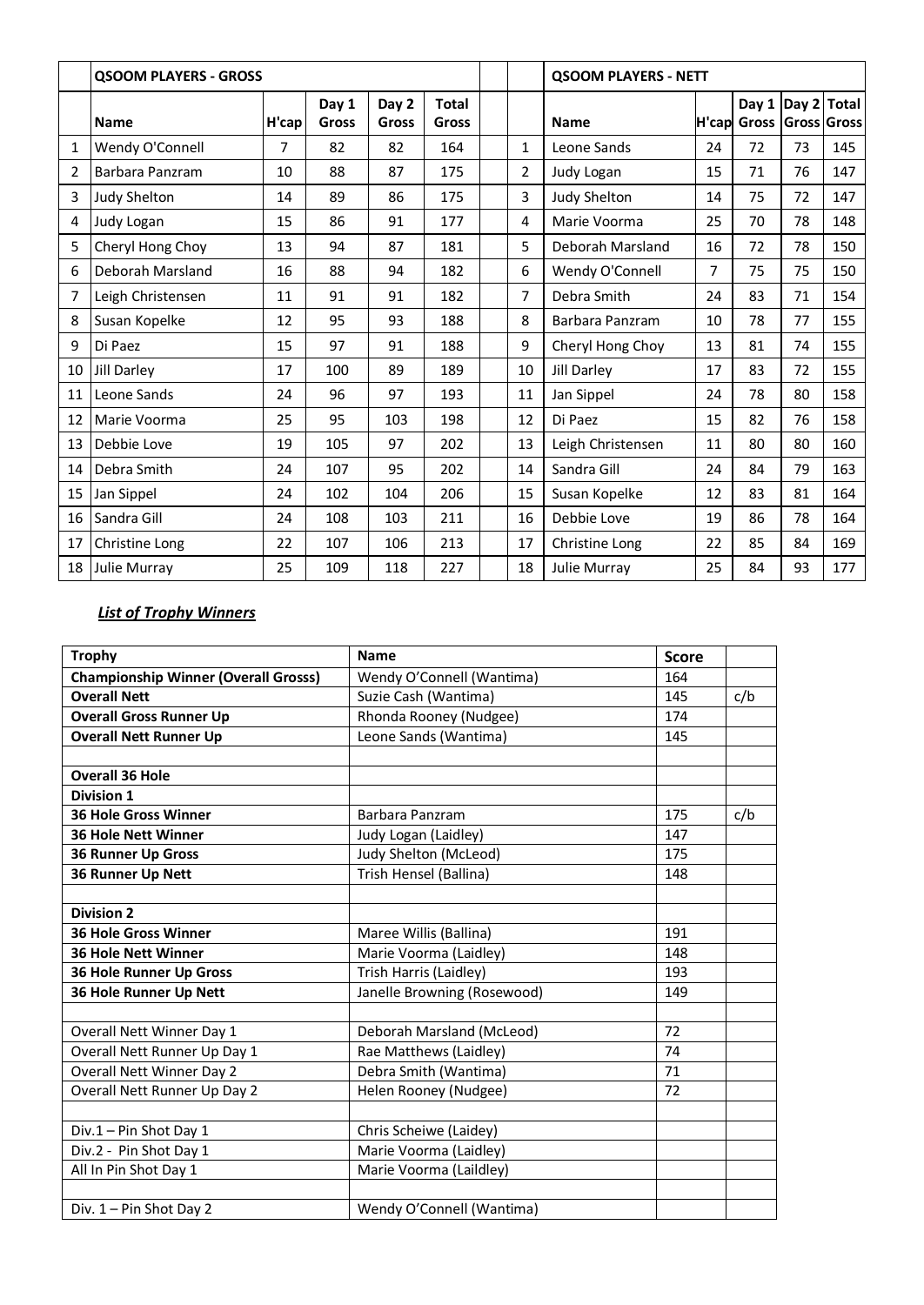|  | **QSOOM PLAYERS - GROSS** |  |  |  |  |  |  | **QSOOM PLAYERS - NETT** |  |  |  |  |
|---|---|---|---|---|---|---|---|---|---|---|---|---|
|  | **Name** | **H'cap** | **Day 1 Gross** | **Day 2 Gross** | **Total Gross** |  |  | **Name** | **H'cap** | **Day 1 Gross** | **Day 2 Gross** | **Total Gross** |
| 1 | Wendy O'Connell | 7 | 82 | 82 | 164 |  | 1 | Leone Sands | 24 | 72 | 73 | 145 |
| 2 | Barbara Panzram | 10 | 88 | 87 | 175 |  | 2 | Judy Logan | 15 | 71 | 76 | 147 |
| 3 | Judy Shelton | 14 | 89 | 86 | 175 |  | 3 | Judy Shelton | 14 | 75 | 72 | 147 |
| 4 | Judy Logan | 15 | 86 | 91 | 177 |  | 4 | Marie Voorma | 25 | 70 | 78 | 148 |
| 5 | Cheryl Hong Choy | 13 | 94 | 87 | 181 |  | 5 | Deborah Marsland | 16 | 72 | 78 | 150 |
| 6 | Deborah Marsland | 16 | 88 | 94 | 182 |  | 6 | Wendy O'Connell | 7 | 75 | 75 | 150 |
| 7 | Leigh Christensen | 11 | 91 | 91 | 182 |  | 7 | Debra Smith | 24 | 83 | 71 | 154 |
| 8 | Susan Kopelke | 12 | 95 | 93 | 188 |  | 8 | Barbara Panzram | 10 | 78 | 77 | 155 |
| 9 | Di Paez | 15 | 97 | 91 | 188 |  | 9 | Cheryl Hong Choy | 13 | 81 | 74 | 155 |
| 10 | Jill Darley | 17 | 100 | 89 | 189 |  | 10 | Jill Darley | 17 | 83 | 72 | 155 |
| 11 | Leone Sands | 24 | 96 | 97 | 193 |  | 11 | Jan Sippel | 24 | 78 | 80 | 158 |
| 12 | Marie Voorma | 25 | 95 | 103 | 198 |  | 12 | Di Paez | 15 | 82 | 76 | 158 |
| 13 | Debbie Love | 19 | 105 | 97 | 202 |  | 13 | Leigh Christensen | 11 | 80 | 80 | 160 |
| 14 | Debra Smith | 24 | 107 | 95 | 202 |  | 14 | Sandra Gill | 24 | 84 | 79 | 163 |
| 15 | Jan Sippel | 24 | 102 | 104 | 206 |  | 15 | Susan Kopelke | 12 | 83 | 81 | 164 |
| 16 | Sandra Gill | 24 | 108 | 103 | 211 |  | 16 | Debbie Love | 19 | 86 | 78 | 164 |
| 17 | Christine Long | 22 | 107 | 106 | 213 |  | 17 | Christine Long | 22 | 85 | 84 | 169 |
| 18 | Julie Murray | 25 | 109 | 118 | 227 |  | 18 | Julie Murray | 25 | 84 | 93 | 177 |

***List of Trophy Winners***

| **Trophy** | **Name** | **Score** |  |
|---|---|---|---|
| **Championship Winner (Overall Grosss)** | Wendy O'Connell (Wantima) | 164 |  |
| **Overall Nett** | Suzie Cash (Wantima) | 145 | c/b |
| **Overall Gross Runner Up** | Rhonda Rooney (Nudgee) | 174 |  |
| **Overall Nett Runner Up** | Leone Sands (Wantima) | 145 |  |
|  |  |  |  |
| **Overall 36 Hole** |  |  |  |
| **Division 1** |  |  |  |
| **36 Hole Gross Winner** | Barbara Panzram | 175 | c/b |
| **36 Hole Nett Winner** | Judy Logan (Laidley) | 147 |  |
| **36 Runner Up Gross** | Judy Shelton (McLeod) | 175 |  |
| **36 Runner Up Nett** | Trish Hensel (Ballina) | 148 |  |
|  |  |  |  |
| **Division 2** |  |  |  |
| **36 Hole Gross Winner** | Maree Willis (Ballina) | 191 |  |
| **36 Hole Nett Winner** | Marie Voorma (Laidley) | 148 |  |
| **36 Hole Runner Up Gross** | Trish Harris (Laidley) | 193 |  |
| **36 Hole Runner Up Nett** | Janelle Browning (Rosewood) | 149 |  |
|  |  |  |  |
| Overall Nett Winner Day 1 | Deborah Marsland (McLeod) | 72 |  |
| Overall Nett Runner Up Day 1 | Rae Matthews (Laidley) | 74 |  |
| Overall Nett Winner Day 2 | Debra Smith (Wantima) | 71 |  |
| Overall Nett Runner Up Day 2 | Helen Rooney (Nudgee) | 72 |  |
|  |  |  |  |
| Div.1 – Pin Shot Day 1 | Chris Scheiwe (Laidey) |  |  |
| Div.2 - Pin Shot Day 1 | Marie Voorma (Laidley) |  |  |
| All In Pin Shot Day 1 | Marie Voorma (Laildley) |  |  |
|  |  |  |  |
| Div. 1 – Pin Shot Day 2 | Wendy O'Connell (Wantima) |  |  |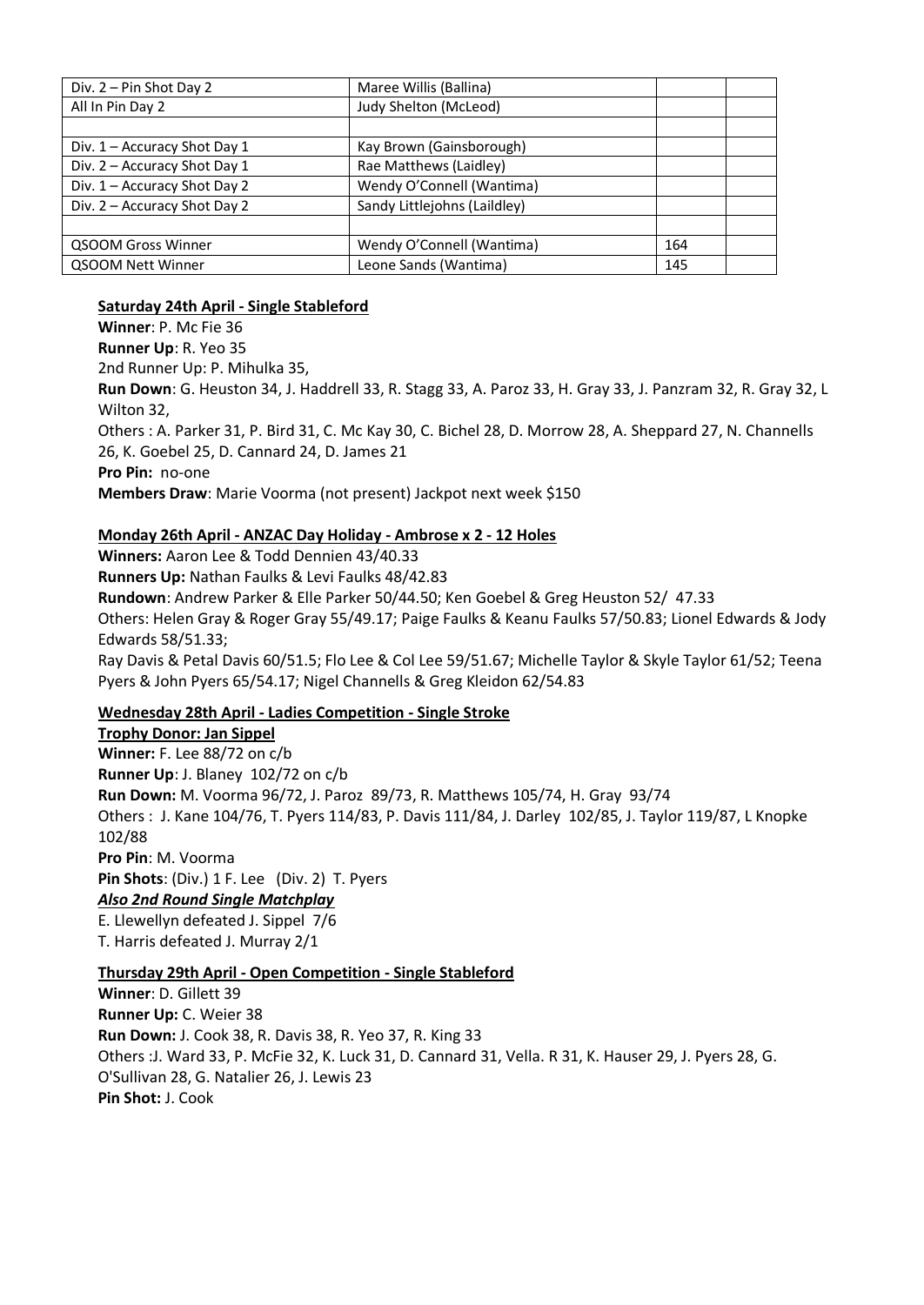| | | | |
|---|---|---|---|
| Div. 2 – Pin Shot Day 2 | Maree Willis (Ballina) | | |
| All In Pin Day 2 | Judy Shelton (McLeod) | | |
| | | | |
| Div. 1 – Accuracy Shot Day 1 | Kay Brown (Gainsborough) | | |
| Div. 2 – Accuracy Shot Day 1 | Rae Matthews (Laidley) | | |
| Div. 1 – Accuracy Shot Day 2 | Wendy O'Connell (Wantima) | | |
| Div. 2 – Accuracy Shot Day 2 | Sandy Littlejohns (Laildley) | | |
| | | | |
| QSOOM Gross Winner | Wendy O'Connell (Wantima) | 164 | |
| QSOOM Nett Winner | Leone Sands (Wantima) | 145 | |

**Saturday 24th April - Single Stableford**

**Winner**: P. Mc Fie 36
**Runner Up**: R. Yeo 35
2nd Runner Up: P. Mihulka 35,
**Run Down**: G. Heuston 34, J. Haddrell 33, R. Stagg 33, A. Paroz 33, H. Gray 33, J. Panzram 32, R. Gray 32, L Wilton 32,
Others : A. Parker 31, P. Bird 31, C. Mc Kay 30, C. Bichel 28, D. Morrow 28, A. Sheppard 27, N. Channells 26, K. Goebel 25, D. Cannard 24, D. James 21
**Pro Pin:** no-one
**Members Draw**: Marie Voorma (not present) Jackpot next week $150

**Monday 26th April - ANZAC Day Holiday - Ambrose x 2 - 12 Holes**

**Winners:** Aaron Lee & Todd Dennien 43/40.33
**Runners Up:** Nathan Faulks & Levi Faulks 48/42.83
**Rundown**: Andrew Parker & Elle Parker 50/44.50; Ken Goebel & Greg Heuston 52/ 47.33
Others: Helen Gray & Roger Gray 55/49.17; Paige Faulks & Keanu Faulks 57/50.83; Lionel Edwards & Jody Edwards 58/51.33;
Ray Davis & Petal Davis 60/51.5; Flo Lee & Col Lee 59/51.67; Michelle Taylor & Skyle Taylor 61/52; Teena Pyers & John Pyers 65/54.17; Nigel Channells & Greg Kleidon 62/54.83

**Wednesday 28th April - Ladies Competition - Single Stroke**

**Trophy Donor: Jan Sippel**
**Winner:** F. Lee 88/72 on c/b
**Runner Up**: J. Blaney 102/72 on c/b
**Run Down:** M. Voorma 96/72, J. Paroz 89/73, R. Matthews 105/74, H. Gray 93/74
Others : J. Kane 104/76, T. Pyers 114/83, P. Davis 111/84, J. Darley 102/85, J. Taylor 119/87, L Knopke 102/88
**Pro Pin**: M. Voorma
**Pin Shots**: (Div.) 1 F. Lee (Div. 2) T. Pyers
***Also 2nd Round Single Matchplay***
E. Llewellyn defeated J. Sippel 7/6
T. Harris defeated J. Murray 2/1

**Thursday 29th April - Open Competition - Single Stableford**

**Winner**: D. Gillett 39
**Runner Up:** C. Weier 38
**Run Down:** J. Cook 38, R. Davis 38, R. Yeo 37, R. King 33
Others :J. Ward 33, P. McFie 32, K. Luck 31, D. Cannard 31, Vella. R 31, K. Hauser 29, J. Pyers 28, G. O'Sullivan 28, G. Natalier 26, J. Lewis 23
**Pin Shot:** J. Cook